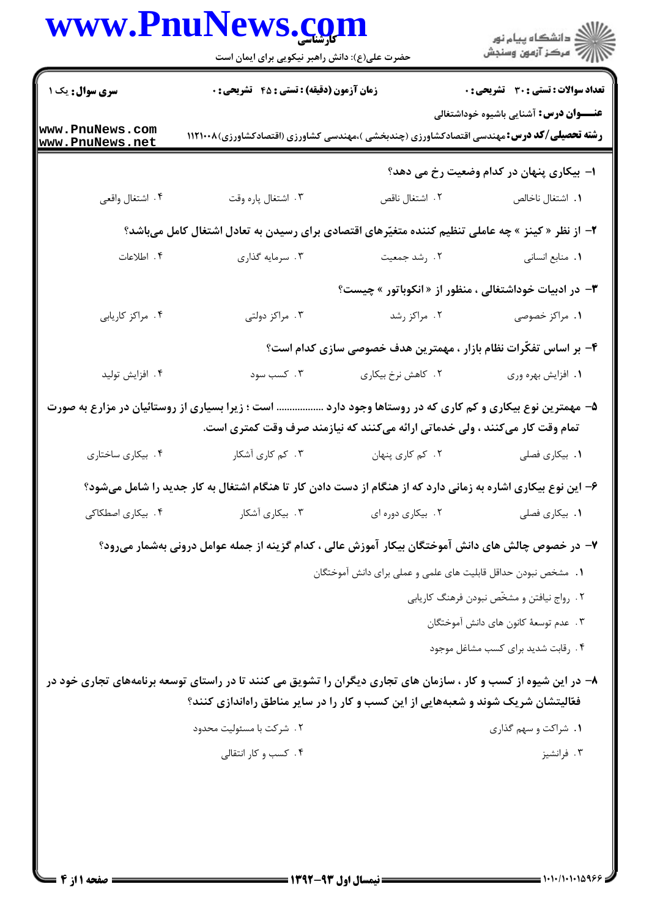**سری سوال:** یک ۱

**زمان آزمون (دقیقه) : تستی : ۴۵ تشریحی : ۰**

**تعداد سوالات : تستی : ۳۰ تشریحی : ۰**

**عنـــوان درس:** آشنایی باشیوه خوداشتغالی

**رشته تحصیلی/کد درس:** مهندسی اقتصادکشاورزی (چندبخشی )،مهندسی کشاورزی (اقتصادکشاورزی)۱۱۲۱۰۰۸

**۱- بیکاری پنهان در کدام وضعیت رخ می دهد؟**

۱. اشتغال ناخالص ۲. اشتغال ناقص ۳. اشتغال پاره وقت ۴. اشتغال واقعی

**۲- از نظر « کینز » چه عاملی تنظیم کننده متغیّرهای اقتصادی برای رسیدن به تعادل اشتغال کامل می‌باشد؟**

۱. منابع انسانی ۲. رشد جمعیت ۳. سرمایه گذاری ۴. اطلاعات

**۳- در ادبیات خوداشتغالی ، منظور از « انکوباتور » چیست؟**

۱. مراکز خصوصی ۲. مراکز رشد ۳. مراکز دولتی ۴. مراکز کاریابی

**۴- بر اساس تفکّرات نظام بازار ، مهمترین هدف خصوصی سازی کدام است؟**

۱. افزایش بهره وری ۲. کاهش نرخ بیکاری ۳. کسب سود ۴. افزایش تولید

**۵- مهمترین نوع بیکاری و کم کاری که در روستاها وجود دارد ................. است ؛ زیرا بسیاری از روستائیان در مزارع به صورت تمام وقت کار می‌کنند ، ولی خدماتی ارائه می‌کنند که نیازمند صرف وقت کمتری است.**

۱. بیکاری فصلی ۲. کم کاری پنهان ۳. کم کاری آشکار ۴. بیکاری ساختاری

**۶- این نوع بیکاری اشاره به زمانی دارد که از هنگام از دست دادن کار تا هنگام اشتغال به کار جدید را شامل می‌شود؟**

۱. بیکاری فصلی ۲. بیکاری دوره ای ۳. بیکاری آشکار ۴. بیکاری اصطکاکی

**۷- در خصوص چالش های دانش آموختگان بیکار آموزش عالی ، کدام گزینه از جمله عوامل درونی به‌شمار می‌رود؟**

۱. مشخص نبودن حداقل قابلیت های علمی و عملی برای دانش آموختگان

۲. رواج نیافتن و مشخّص نبودن فرهنگ کاریابی

۳. عدم توسعهٔ کانون های دانش آموختگان

۴. رقابت شدید برای کسب مشاغل موجود

**۸- در این شیوه از کسب و کار ، سازمان های تجاری دیگران را تشویق می کنند تا در راستای توسعه برنامه‌های تجاری خود در فعّالیتشان شریک شوند و شعبه‌هایی از این کسب و کار را در سایر مناطق راه‌اندازی کنند؟**

۱. شراکت و سهم گذاری

۲. شرکت با مسئولیت محدود

۳. فرانشیز

۴. کسب و کار انتقالی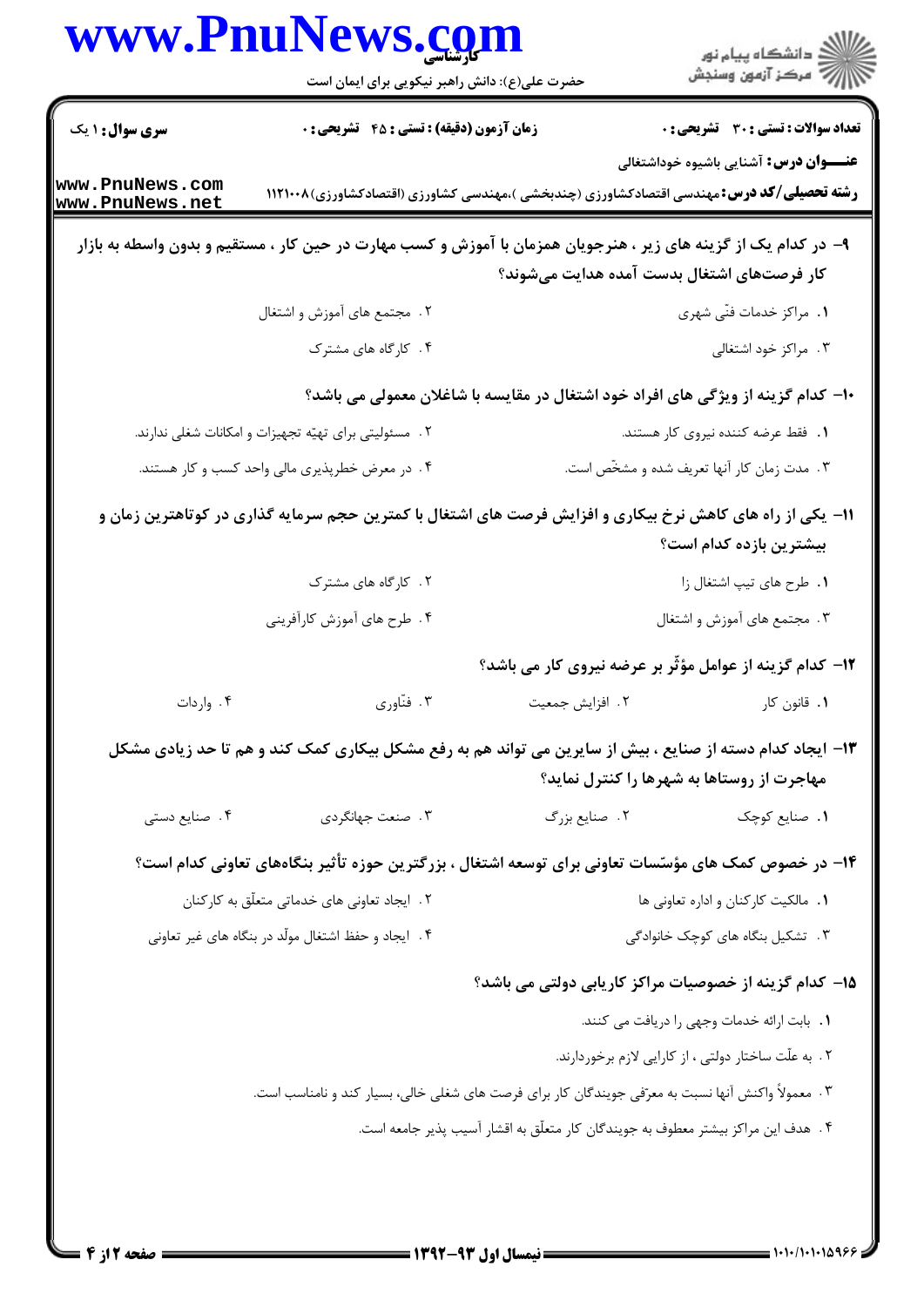۹- در کدام یک از گزینه های زیر ، هنرجویان همزمان با آموزش و کسب مهارت در حین کار ، مستقیم و بدون واسطه به بازار کار فرصت‌های اشتغال بدست آمده هدایت می‌شوند؟

۱. مراکز خدمات فنّی شهری

۲. مجتمع های آموزش و اشتغال

۳. مراکز خود اشتغالی

۴. کارگاه های مشترک

۱۰- کدام گزینه از ویژگی های افراد خود اشتغال در مقایسه با شاغلان معمولی می باشد؟

۱. فقط عرضه کننده نیروی کار هستند.

۲. مسئولیتی برای تهیّه تجهیزات و امکانات شغلی ندارند.

۳. مدت زمان کار آنها تعریف شده و مشخّص است.

۴. در معرض خطرپذیری مالی واحد کسب و کار هستند.

۱۱- یکی از راه های کاهش نرخ بیکاری و افزایش فرصت های اشتغال با کمترین حجم سرمایه گذاری در کوتاهترین زمان و بیشترین بازده کدام است؟

۱. طرح های تیپ اشتغال زا

۲. کارگاه های مشترک

۳. مجتمع های آموزش و اشتغال

۴. طرح های آموزش کارآفرینی

۱۲- کدام گزینه از عوامل مؤثّر بر عرضه نیروی کار می باشد؟

۱. قانون کار

۲. افزایش جمعیت

۳. فنّاوری

۴. واردات

۱۳- ایجاد کدام دسته از صنایع ، بیش از سایرین می تواند هم به رفع مشکل بیکاری کمک کند و هم تا حد زیادی مشکل مهاجرت از روستاها به شهرها را کنترل نماید؟

۱. صنایع کوچک

۲. صنایع بزرگ

۳. صنعت جهانگردی

۴. صنایع دستی

۱۴- در خصوص کمک های مؤسّسات تعاونی برای توسعه اشتغال ، بزرگترین حوزه تأثیر بنگاه‌های تعاونی کدام است؟

۱. مالکیت کارکنان و اداره تعاونی ها

۲. ایجاد تعاونی های خدماتی متعلّق به کارکنان

۳. تشکیل بنگاه های کوچک خانوادگی

۴. ایجاد و حفظ اشتغال مولّد در بنگاه های غیر تعاونی

۱۵- کدام گزینه از خصوصیات مراکز کاریابی دولتی می باشد؟

۱. بابت ارائه خدمات وجهی را دریافت می کنند.

۲. به علّت ساختار دولتی ، از کارایی لازم برخوردارند.

۳. معمولاً واکنش آنها نسبت به معرّفی جویندگان کار برای فرصت های شغلی خالی، بسیار کند و نامناسب است.

۴. هدف این مراکز بیشتر معطوف به جویندگان کار متعلّق به اقشار آسیب پذیر جامعه است.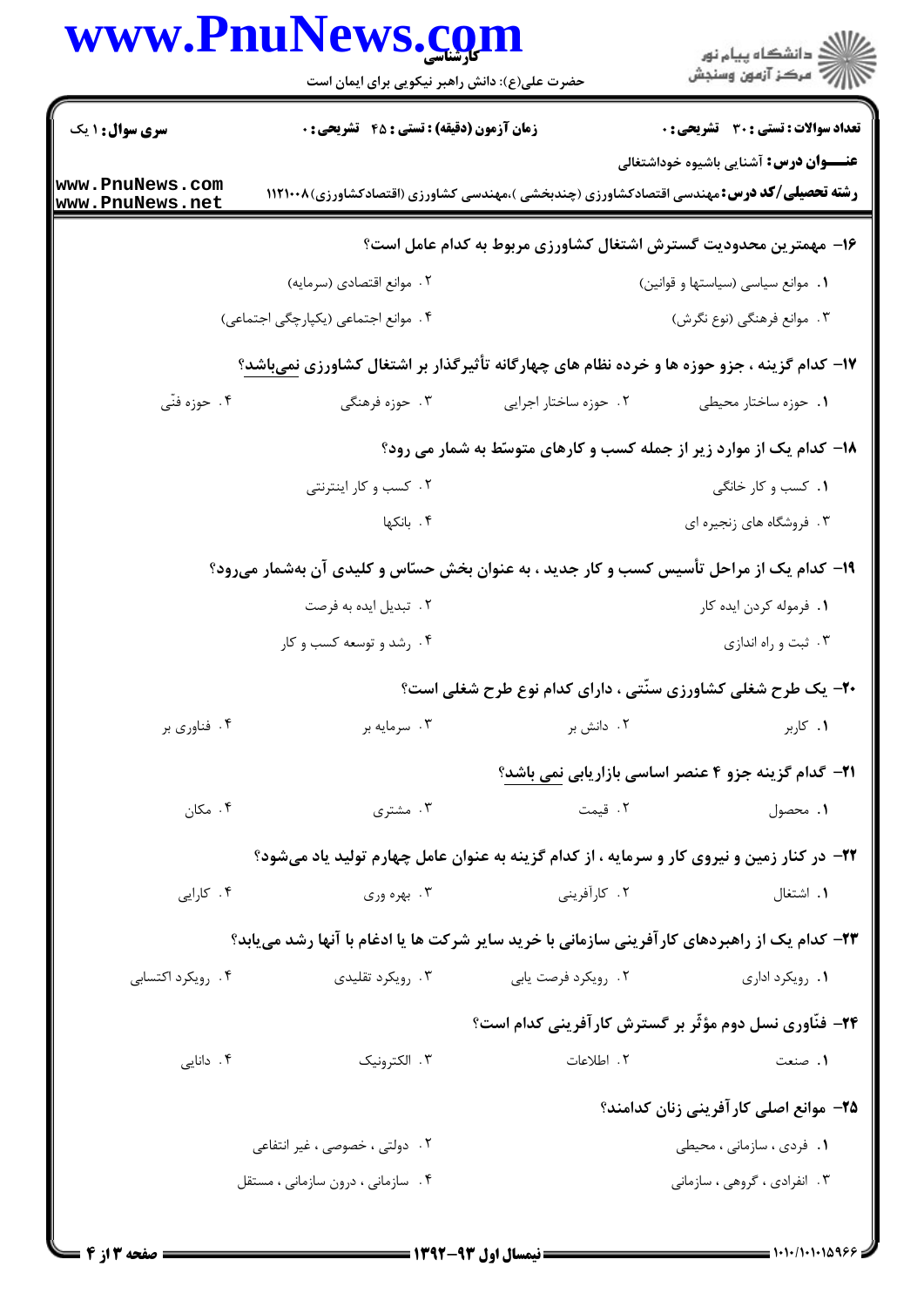**سری سوال:** ۱ یک | **زمان آزمون (دقیقه) : تستی : ۴۵ تشریحی : ۰** | **تعداد سوالات : تستی : ۳۰ تشریحی : ۰**

**عنـــوان درس:** آشنایی باشیوه خوداشتغالی

**رشته تحصیلی/کد درس:** مهندسی اقتصادکشاورزی (چندبخشی )،مهندسی کشاورزی (اقتصادکشاورزی)۱۱۲۱۰۰۸

**۱۶- مهمترین محدودیت گسترش اشتغال کشاورزی مربوط به کدام عامل است؟**

۱. موانع سیاسی (سیاستها و قوانین)
۲. موانع اقتصادی (سرمایه)
۳. موانع فرهنگی (نوع نگرش)
۴. موانع اجتماعی (یکپارچگی اجتماعی)

**۱۷- کدام گزینه ، جزو حوزه ها و خرده نظام های چهارگانه تأثیرگذار بر اشتغال کشاورزی نمی‌باشد؟**

۱. حوزه ساختار محیطی
۲. حوزه ساختار اجرایی
۳. حوزه فرهنگی
۴. حوزه فنّی

**۱۸- کدام یک از موارد زیر از جمله کسب و کارهای متوسّط به شمار می رود؟**

۱. کسب و کار خانگی
۲. کسب و کار اینترنتی
۳. فروشگاه های زنجیره ای
۴. بانکها

**۱۹- کدام یک از مراحل تأسیس کسب و کار جدید ، به عنوان بخش حسّاس و کلیدی آن به‌شمار می‌رود؟**

۱. فرموله کردن ایده کار
۲. تبدیل ایده به فرصت
۳. ثبت و راه اندازی
۴. رشد و توسعه کسب و کار

**۲۰- یک طرح شغلی کشاورزی سنّتی ، دارای کدام نوع طرح شغلی است؟**

۱. کاربر
۲. دانش بر
۳. سرمایه بر
۴. فناوری بر

**۲۱- کدام گزینه جزو ۴ عنصر اساسی بازاریابی نمی باشد؟**

۱. محصول
۲. قیمت
۳. مشتری
۴. مکان

**۲۲- در کنار زمین و نیروی کار و سرمایه ، از کدام گزینه به عنوان عامل چهارم تولید یاد می‌شود؟**

۱. اشتغال
۲. کارآفرینی
۳. بهره وری
۴. کارایی

**۲۳- کدام یک از راهبردهای کارآفرینی سازمانی با خرید سایر شرکت ها یا ادغام با آنها رشد می‌یابد؟**

۱. رویکرد اداری
۲. رویکرد فرصت یابی
۳. رویکرد تقلیدی
۴. رویکرد اکتسابی

**۲۴- فنّاوری نسل دوم مؤثّر بر گسترش کارآفرینی کدام است؟**

۱. صنعت
۲. اطلاعات
۳. الکترونیک
۴. دانایی

**۲۵- موانع اصلی کارآفرینی زنان کدامند؟**

۱. فردی ، سازمانی ، محیطی
۲. دولتی ، خصوصی ، غیر انتفاعی
۳. انفرادی ، گروهی ، سازمانی
۴. سازمانی ، درون سازمانی ، مستقل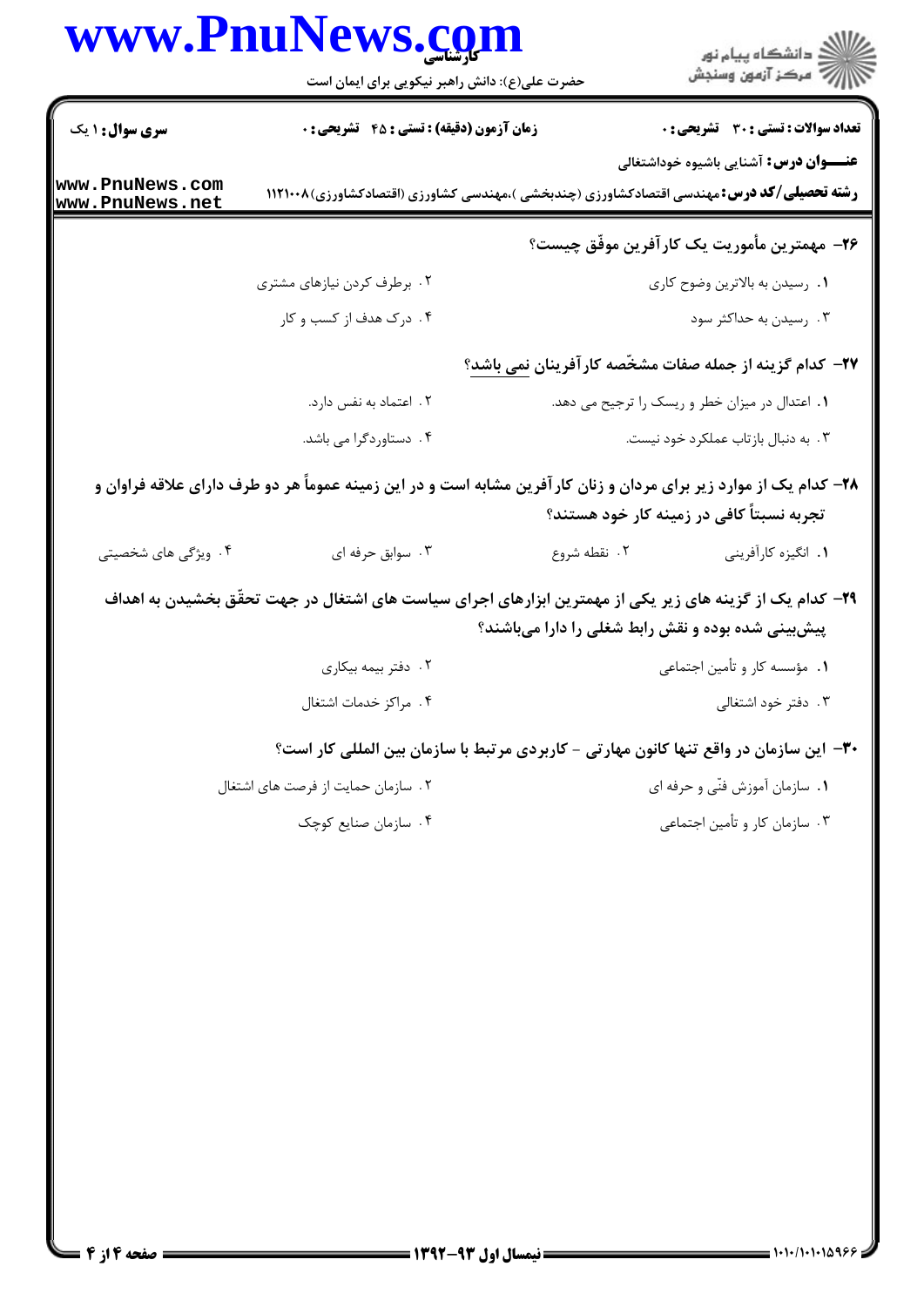**۲۶- مهمترین مأموریت یک کارآفرین موفّق چیست؟**

۱. رسیدن به بالاترین وضوح کاری

۲. برطرف کردن نیازهای مشتری

۳. رسیدن به حداکثر سود

۴. درک هدف از کسب و کار

**۲۷- کدام گزینه از جمله صفات مشخّصه کارآفرینان نمی باشد؟**

۱. اعتدال در میزان خطر و ریسک را ترجیح می دهد.

۲. اعتماد به نفس دارد.

۳. به دنبال بازتاب عملکرد خود نیست.

۴. دستاوردگرا می باشد.

**۲۸- کدام یک از موارد زیر برای مردان و زنان کارآفرین مشابه است و در این زمینه عموماً هر دو طرف دارای علاقه فراوان و تجربه نسبتاً کافی در زمینه کار خود هستند؟**

۱. انگیزه کارآفرینی

۲. نقطه شروع

۳. سوابق حرفه ای

۴. ویژگی های شخصیتی

**۲۹- کدام یک از گزینه های زیر یکی از مهمترین ابزارهای اجرای سیاست های اشتغال در جهت تحقّق بخشیدن به اهداف پیش‌بینی شده بوده و نقش رابط شغلی را دارا می‌باشند؟**

۱. مؤسسه کار و تأمین اجتماعی

۲. دفتر بیمه بیکاری

۳. دفتر خود اشتغالی

۴. مراکز خدمات اشتغال

**۳۰- این سازمان در واقع تنها کانون مهارتی - کاربردی مرتبط با سازمان بین المللی کار است؟**

۱. سازمان آموزش فنّی و حرفه ای

۲. سازمان حمایت از فرصت های اشتغال

۳. سازمان کار و تأمین اجتماعی

۴. سازمان صنایع کوچک